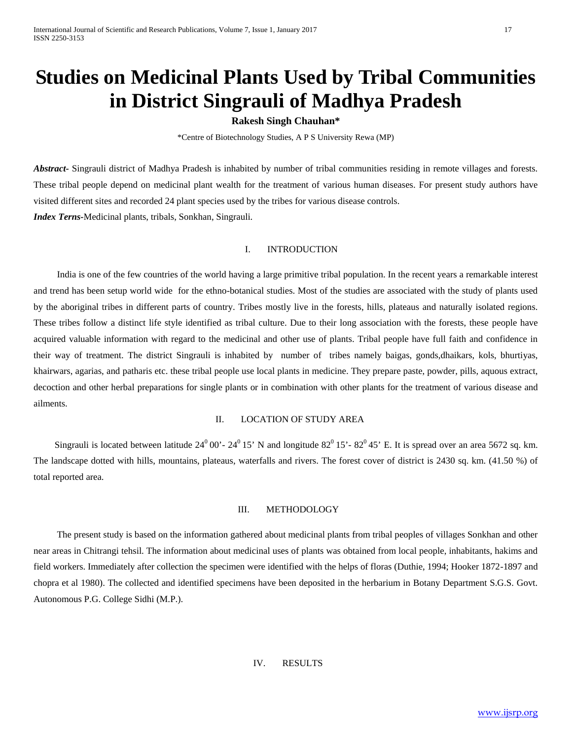# Studies on Medicinal Plants Used by Tribal Communities in District Singrauli of Madhya Pradesh

**Rakesh Singh Chauhan***

*Centre of Biotechnology Studies, A P S University Rewa (MP)

***Abstract-*** Singrauli district of Madhya Pradesh is inhabited by number of tribal communities residing in remote villages and forests. These tribal people depend on medicinal plant wealth for the treatment of various human diseases. For present study authors have visited different sites and recorded 24 plant species used by the tribes for various disease controls.

***Index Terns-***Medicinal plants, tribals, Sonkhan, Singrauli.

## I. INTRODUCTION

India is one of the few countries of the world having a large primitive tribal population. In the recent years a remarkable interest and trend has been setup world wide for the ethno-botanical studies. Most of the studies are associated with the study of plants used by the aboriginal tribes in different parts of country. Tribes mostly live in the forests, hills, plateaus and naturally isolated regions. These tribes follow a distinct life style identified as tribal culture. Due to their long association with the forests, these people have acquired valuable information with regard to the medicinal and other use of plants. Tribal people have full faith and confidence in their way of treatment. The district Singrauli is inhabited by number of tribes namely baigas, gonds,dhaikars, kols, bhurtiyas, khairwars, agarias, and patharis etc. these tribal people use local plants in medicine. They prepare paste, powder, pills, aquous extract, decoction and other herbal preparations for single plants or in combination with other plants for the treatment of various disease and ailments.

## II. LOCATION OF STUDY AREA

Singrauli is located between latitude $24^0$ 00'- $24^0$ 15' N and longitude $82^0$ 15'- $82^0$ 45' E. It is spread over an area 5672 sq. km. The landscape dotted with hills, mountains, plateaus, waterfalls and rivers. The forest cover of district is 2430 sq. km. (41.50 %) of total reported area.

## III. METHODOLOGY

The present study is based on the information gathered about medicinal plants from tribal peoples of villages Sonkhan and other near areas in Chitrangi tehsil. The information about medicinal uses of plants was obtained from local people, inhabitants, hakims and field workers. Immediately after collection the specimen were identified with the helps of floras (Duthie, 1994; Hooker 1872-1897 and chopra et al 1980). The collected and identified specimens have been deposited in the herbarium in Botany Department S.G.S. Govt. Autonomous P.G. College Sidhi (M.P.).

## IV. RESULTS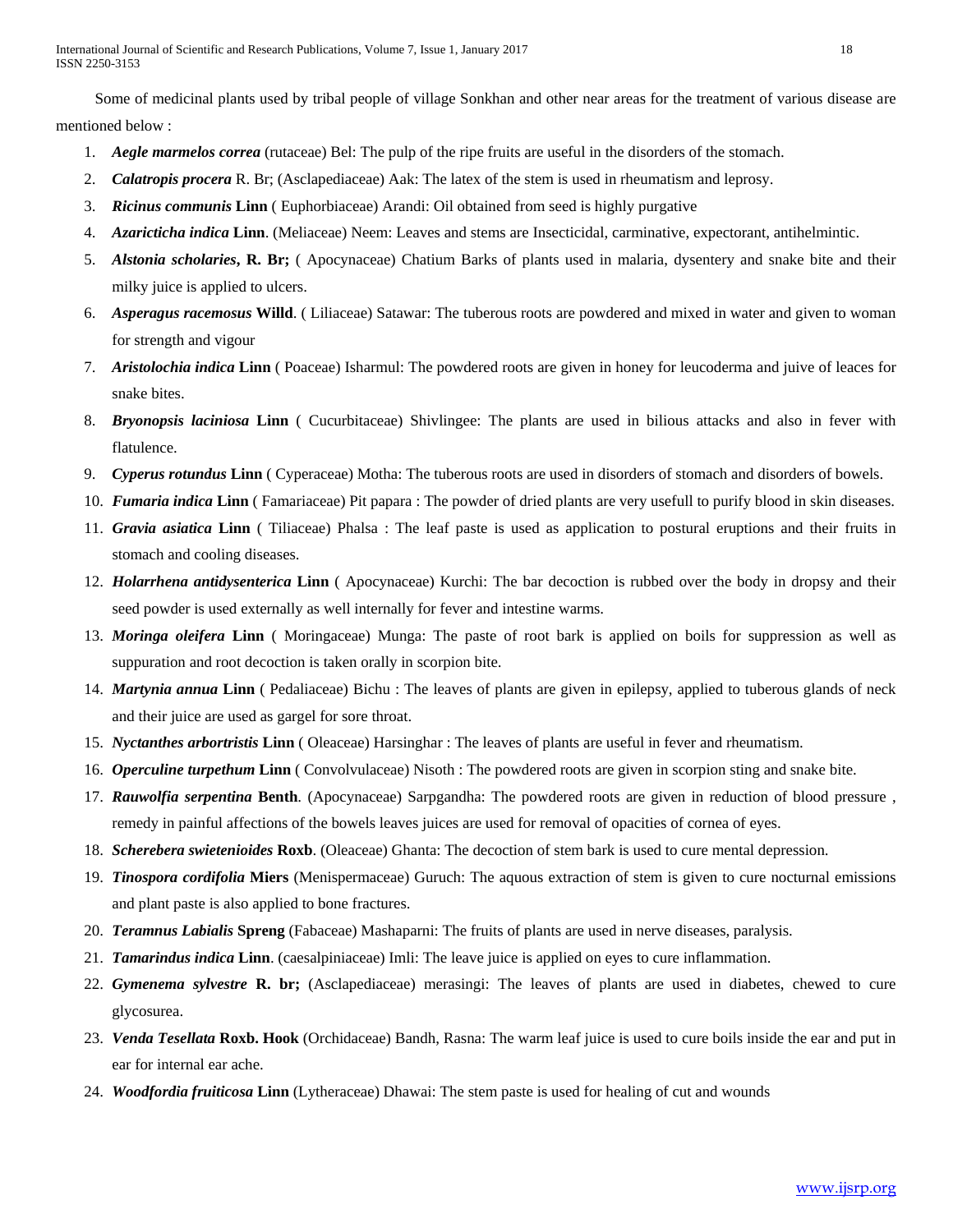Some of medicinal plants used by tribal people of village Sonkhan and other near areas for the treatment of various disease are mentioned below :

1. ***Aegle marmelos correa*** (rutaceae) Bel: The pulp of the ripe fruits are useful in the disorders of the stomach.
2. ***Calatropis procera*** R. Br; (Asclapediaceae) Aak: The latex of the stem is used in rheumatism and leprosy.
3. ***Ricinus communis*** **Linn** ( Euphorbiaceae) Arandi: Oil obtained from seed is highly purgative
4. ***Azarichticha indica*** **Linn**. (Meliaceae) Neem: Leaves and stems are Insecticidal, carminative, expectorant, antihelmintic.
5. ***Alstonia scholaries*****, R. Br;** ( Apocynaceae) Chatium Barks of plants used in malaria, dysentery and snake bite and their milky juice is applied to ulcers.
6. ***Asperagus racemosus*** **Willd**. ( Liliaceae) Satawar: The tuberous roots are powdered and mixed in water and given to woman for strength and vigour
7. ***Aristolochia indica*** **Linn** ( Poaceae) Isharmul: The powdered roots are given in honey for leucoderma and juive of leaces for snake bites.
8. ***Bryonopsis laciniosa*** **Linn** ( Cucurbitaceae) Shivlingee: The plants are used in bilious attacks and also in fever with flatulence.
9. ***Cyperus rotundus*** **Linn** ( Cyperaceae) Motha: The tuberous roots are used in disorders of stomach and disorders of bowels.
10. ***Fumaria indica*** **Linn** ( Famariaceae) Pit papara : The powder of dried plants are very usefull to purify blood in skin diseases.
11. ***Gravia asiatica*** **Linn** ( Tiliaceae) Phalsa : The leaf paste is used as application to postural eruptions and their fruits in stomach and cooling diseases.
12. ***Holarrhena antidysenterica*** **Linn** ( Apocynaceae) Kurchi: The bar decoction is rubbed over the body in dropsy and their seed powder is used externally as well internally for fever and intestine warms.
13. ***Moringa oleifera*** **Linn** ( Moringaceae) Munga: The paste of root bark is applied on boils for suppression as well as suppuration and root decoction is taken orally in scorpion bite.
14. ***Martynia annua*** **Linn** ( Pedaliaceae) Bichu : The leaves of plants are given in epilepsy, applied to tuberous glands of neck and their juice are used as gargel for sore throat.
15. ***Nyctanthes arbortristis*** **Linn** ( Oleaceae) Harsinghar : The leaves of plants are useful in fever and rheumatism.
16. ***Operculine turpethum*** **Linn** ( Convolvulaceae) Nisoth : The powdered roots are given in scorpion sting and snake bite.
17. ***Rauwolfia serpentina*** **Benth**. (Apocynaceae) Sarpgandha: The powdered roots are given in reduction of blood pressure , remedy in painful affections of the bowels leaves juices are used for removal of opacities of cornea of eyes.
18. ***Scherebera swietenioides*** **Roxb**. (Oleaceae) Ghanta: The decoction of stem bark is used to cure mental depression.
19. ***Tinospora cordifolia*** **Miers** (Menispermaceae) Guruch: The aquous extraction of stem is given to cure nocturnal emissions and plant paste is also applied to bone fractures.
20. ***Teramnus Labialis*** **Spreng** (Fabaceae) Mashaparni: The fruits of plants are used in nerve diseases, paralysis.
21. ***Tamarindus indica*** **Linn**. (caesalpiniaceae) Imli: The leave juice is applied on eyes to cure inflammation.
22. ***Gymenema sylvestre*** **R. br;** (Asclapediaceae) merasingi: The leaves of plants are used in diabetes, chewed to cure glycosurea.
23. ***Venda Tesellata*** **Roxb. Hook** (Orchidaceae) Bandh, Rasna: The warm leaf juice is used to cure boils inside the ear and put in ear for internal ear ache.
24. ***Woodfordia fruiticosa*** **Linn** (Lytheraceae) Dhawai: The stem paste is used for healing of cut and wounds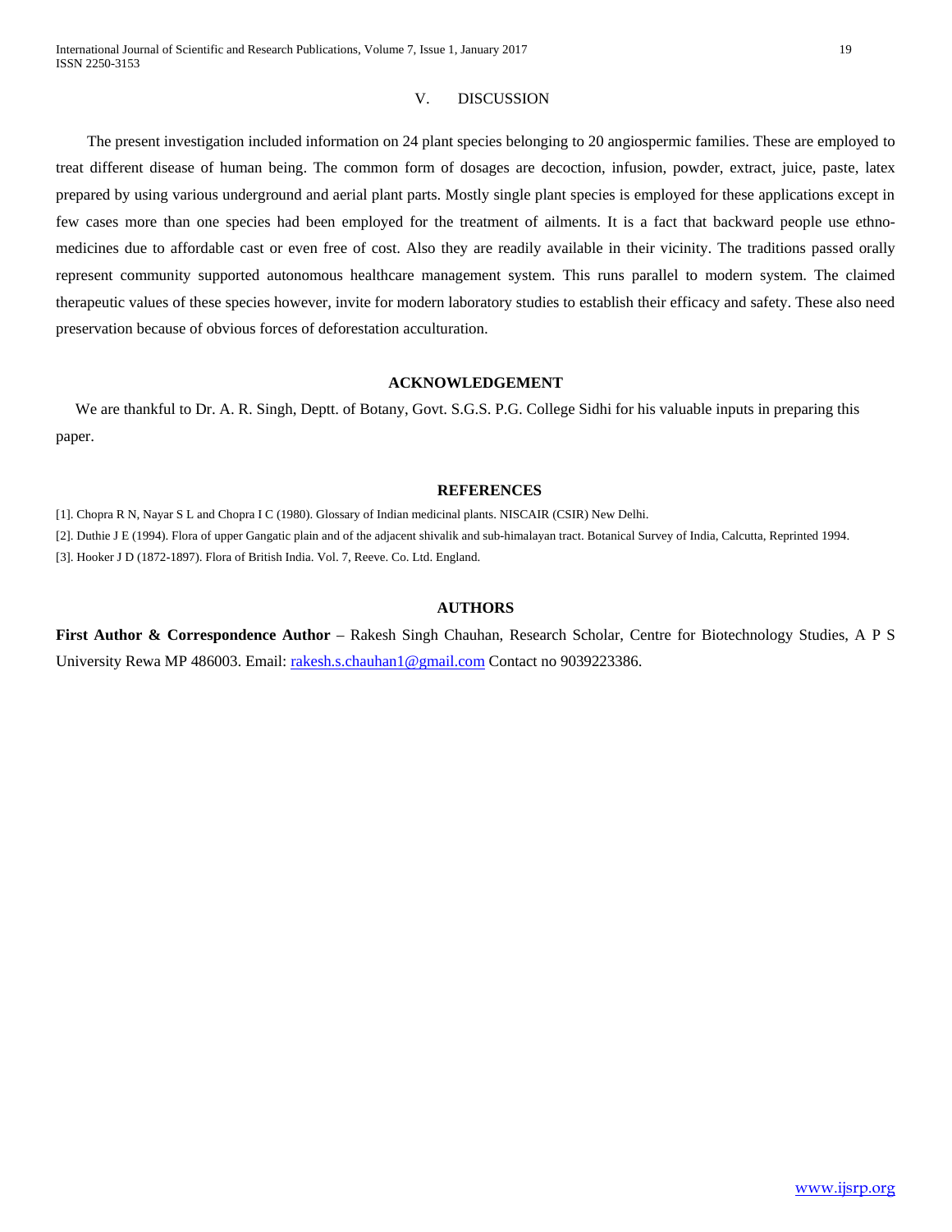## V. DISCUSSION

The present investigation included information on 24 plant species belonging to 20 angiospermic families. These are employed to treat different disease of human being. The common form of dosages are decoction, infusion, powder, extract, juice, paste, latex prepared by using various underground and aerial plant parts. Mostly single plant species is employed for these applications except in few cases more than one species had been employed for the treatment of ailments. It is a fact that backward people use ethno-medicines due to affordable cast or even free of cost. Also they are readily available in their vicinity. The traditions passed orally represent community supported autonomous healthcare management system. This runs parallel to modern system. The claimed therapeutic values of these species however, invite for modern laboratory studies to establish their efficacy and safety. These also need preservation because of obvious forces of deforestation acculturation.

## ACKNOWLEDGEMENT

We are thankful to Dr. A. R. Singh, Deptt. of Botany, Govt. S.G.S. P.G. College Sidhi for his valuable inputs in preparing this paper.

## REFERENCES

[1]. Chopra R N, Nayar S L and Chopra I C (1980). Glossary of Indian medicinal plants. NISCAIR (CSIR) New Delhi.

[2]. Duthie J E (1994). Flora of upper Gangatic plain and of the adjacent shivalik and sub-himalayan tract. Botanical Survey of India, Calcutta, Reprinted 1994.

[3]. Hooker J D (1872-1897). Flora of British India. Vol. 7, Reeve. Co. Ltd. England.

## AUTHORS

**First Author & Correspondence Author** – Rakesh Singh Chauhan, Research Scholar, Centre for Biotechnology Studies, A P S University Rewa MP 486003. Email: rakesh.s.chauhan1@gmail.com Contact no 9039223386.